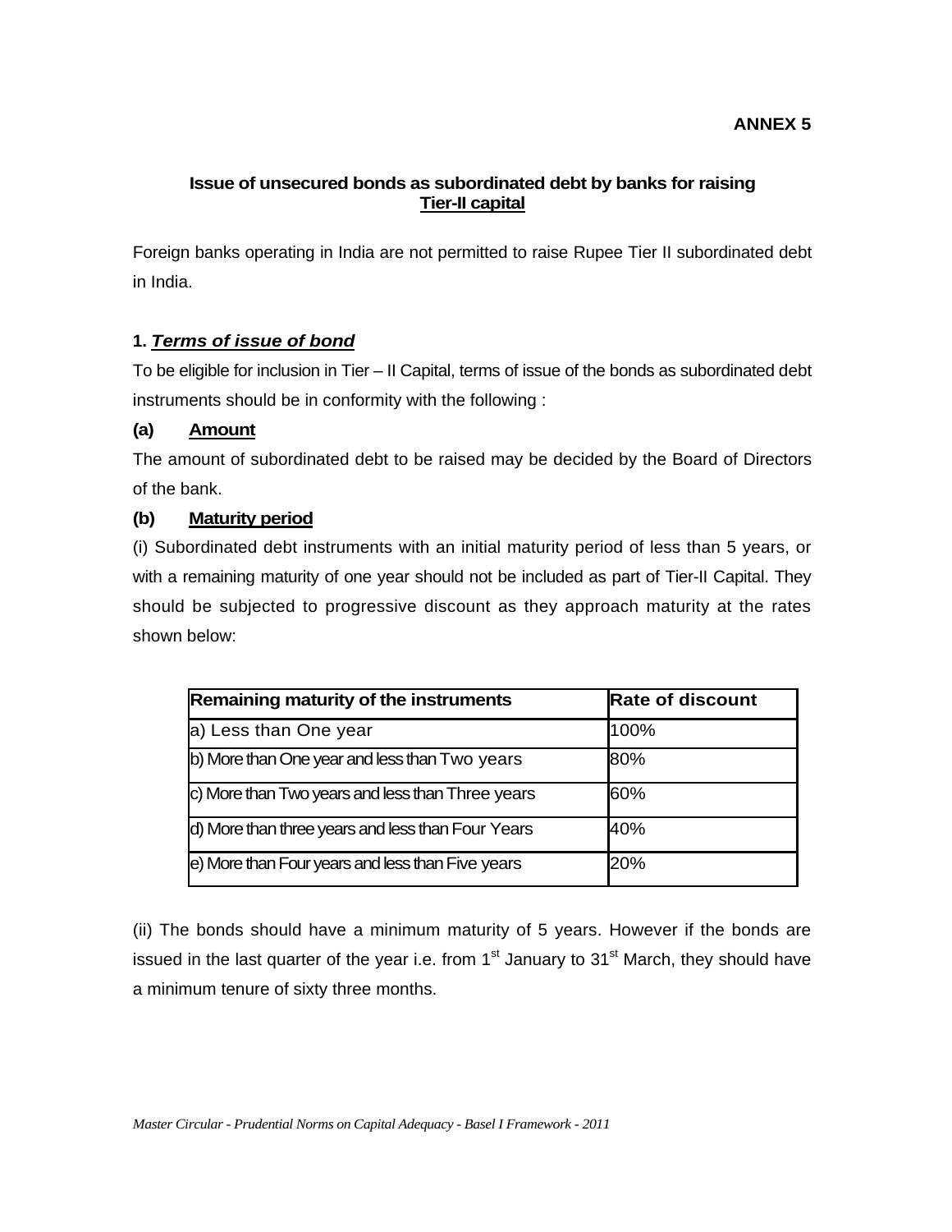**ANNEX 5**

## Issue of unsecured bonds as subordinated debt by banks for raising Tier-II capital

Foreign banks operating in India are not permitted to raise Rupee Tier II subordinated debt in India.

### 1. *Terms of issue of bond*

To be eligible for inclusion in Tier – II Capital, terms of issue of the bonds as subordinated debt instruments should be in conformity with the following :

**(a) Amount**

The amount of subordinated debt to be raised may be decided by the Board of Directors of the bank.

**(b) Maturity period**

(i) Subordinated debt instruments with an initial maturity period of less than 5 years, or with a remaining maturity of one year should not be included as part of Tier-II Capital. They should be subjected to progressive discount as they approach maturity at the rates shown below:

| Remaining maturity of the instruments | Rate of discount |
|---|---|
| a) Less than One year | 100% |
| b) More than One year and less than Two years | 80% |
| c) More than Two years and less than Three years | 60% |
| d) More than three years and less than Four Years | 40% |
| e) More than Four years and less than Five years | 20% |

(ii) The bonds should have a minimum maturity of 5 years. However if the bonds are issued in the last quarter of the year i.e. from 1st January to 31st March, they should have a minimum tenure of sixty three months.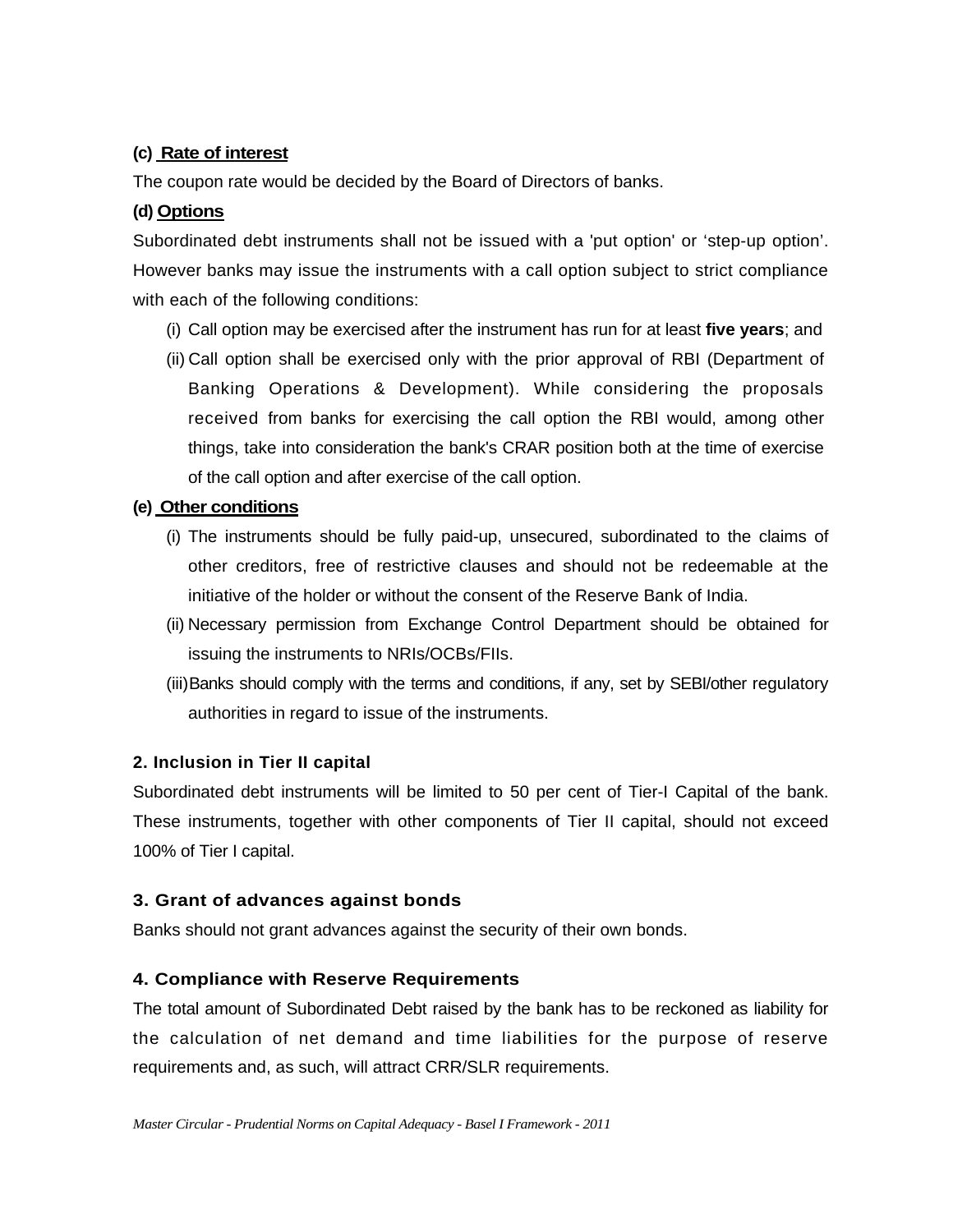**(c) Rate of interest**

The coupon rate would be decided by the Board of Directors of banks.

**(d) Options**

Subordinated debt instruments shall not be issued with a 'put option' or 'step-up option'. However banks may issue the instruments with a call option subject to strict compliance with each of the following conditions:

(i) Call option may be exercised after the instrument has run for at least **five years**; and

(ii) Call option shall be exercised only with the prior approval of RBI (Department of Banking Operations & Development). While considering the proposals received from banks for exercising the call option the RBI would, among other things, take into consideration the bank's CRAR position both at the time of exercise of the call option and after exercise of the call option.

**(e) Other conditions**

(i) The instruments should be fully paid-up, unsecured, subordinated to the claims of other creditors, free of restrictive clauses and should not be redeemable at the initiative of the holder or without the consent of the Reserve Bank of India.

(ii) Necessary permission from Exchange Control Department should be obtained for issuing the instruments to NRIs/OCBs/FIIs.

(iii) Banks should comply with the terms and conditions, if any, set by SEBI/other regulatory authorities in regard to issue of the instruments.

### 2. Inclusion in Tier II capital

Subordinated debt instruments will be limited to 50 per cent of Tier-I Capital of the bank. These instruments, together with other components of Tier II capital, should not exceed 100% of Tier I capital.

### 3. Grant of advances against bonds

Banks should not grant advances against the security of their own bonds.

### 4. Compliance with Reserve Requirements

The total amount of Subordinated Debt raised by the bank has to be reckoned as liability for the calculation of net demand and time liabilities for the purpose of reserve requirements and, as such, will attract CRR/SLR requirements.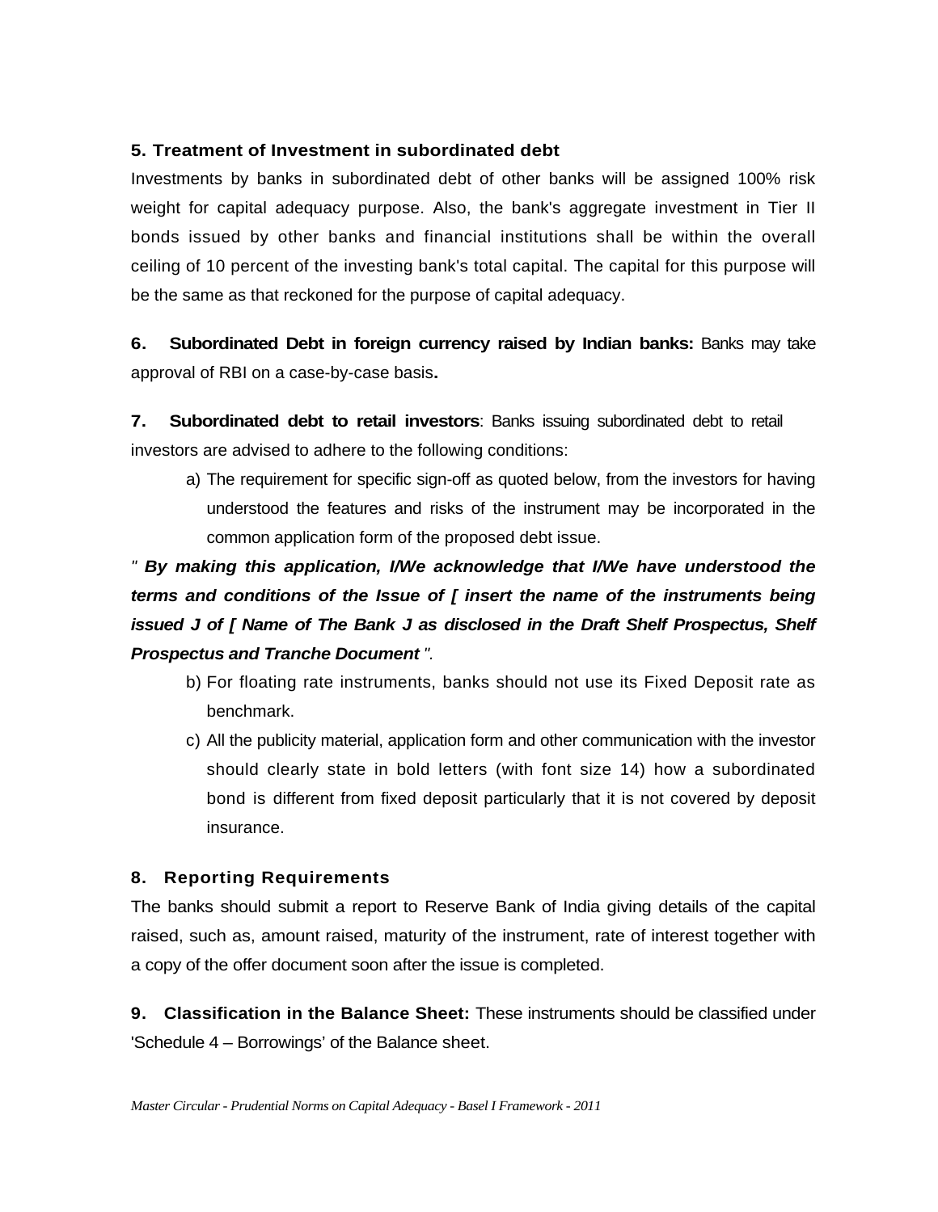### 5. Treatment of Investment in subordinated debt

Investments by banks in subordinated debt of other banks will be assigned 100% risk weight for capital adequacy purpose. Also, the bank's aggregate investment in Tier II bonds issued by other banks and financial institutions shall be within the overall ceiling of 10 percent of the investing bank's total capital. The capital for this purpose will be the same as that reckoned for the purpose of capital adequacy.

**6. Subordinated Debt in foreign currency raised by Indian banks:** Banks may take approval of RBI on a case-by-case basis**.**

**7. Subordinated debt to retail investors**: Banks issuing subordinated debt to retail investors are advised to adhere to the following conditions:

a) The requirement for specific sign-off as quoted below, from the investors for having understood the features and risks of the instrument may be incorporated in the common application form of the proposed debt issue.

*" **By making this application, I/We acknowledge that I/We have understood the terms and conditions of the Issue of [ insert the name of the instruments being issued J of [ Name of The Bank J as disclosed in the Draft Shelf Prospectus, Shelf Prospectus and Tranche Document** ".*

b) For floating rate instruments, banks should not use its Fixed Deposit rate as benchmark.

c) All the publicity material, application form and other communication with the investor should clearly state in bold letters (with font size 14) how a subordinated bond is different from fixed deposit particularly that it is not covered by deposit insurance.

### 8. Reporting Requirements

The banks should submit a report to Reserve Bank of India giving details of the capital raised, such as, amount raised, maturity of the instrument, rate of interest together with a copy of the offer document soon after the issue is completed.

**9. Classification in the Balance Sheet:** These instruments should be classified under 'Schedule 4 – Borrowings' of the Balance sheet.